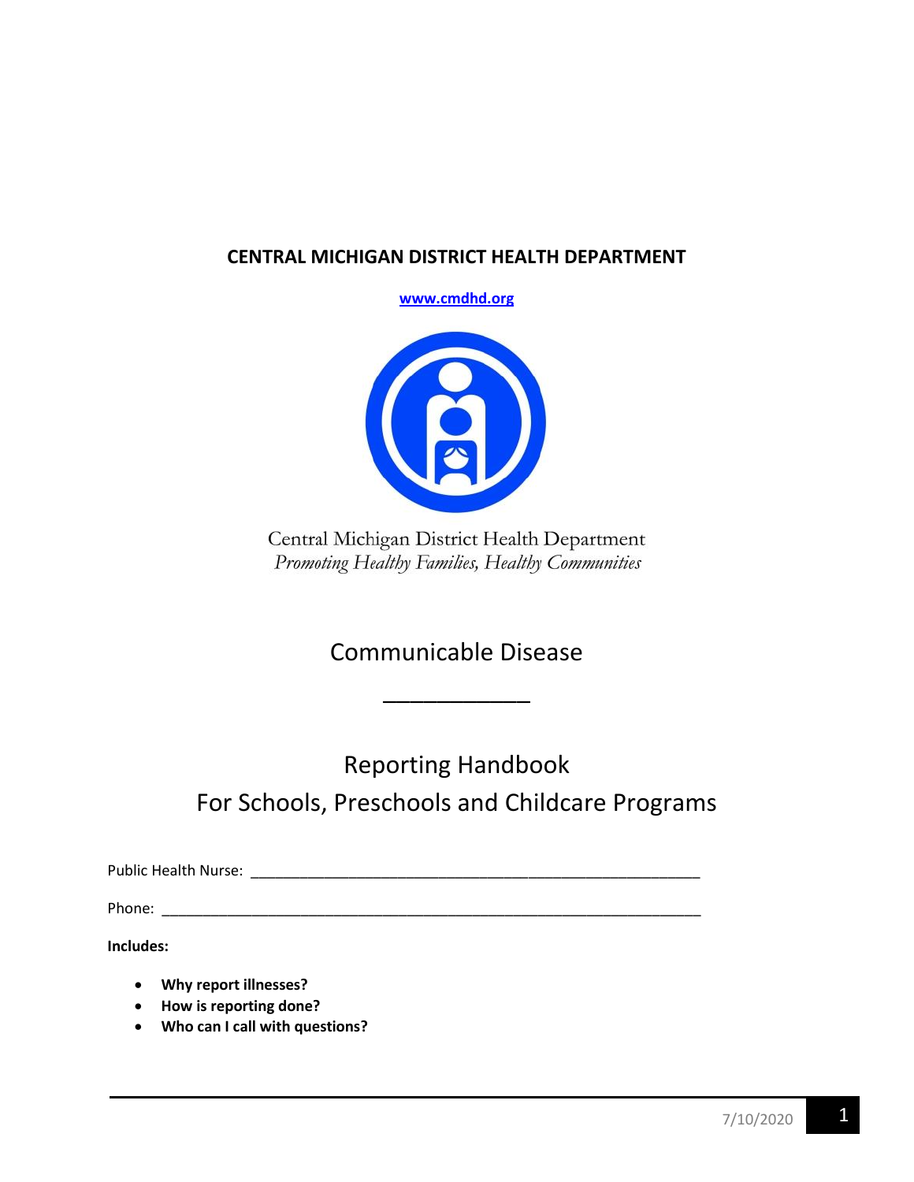# CENTRAL MICHIGAN DISTRICT HEALTH DEPARTMENT

**www.cmdhd.org**

Central Michigan District Health Department
*Promoting Healthy Families, Healthy Communities*

## Communicable Disease

## Reporting Handbook
## For Schools, Preschools and Childcare Programs

Public Health Nurse: ________________________________________________________

Phone: ____________________________________________________________________

**Includes:**

- **Why report illnesses?**
- **How is reporting done?**
- **Who can I call with questions?**

7/10/2020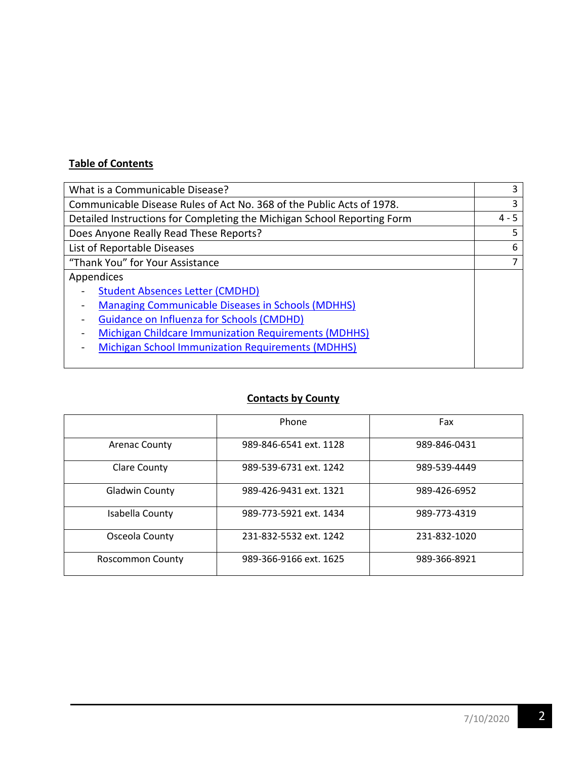**Table of Contents**

| | |
|---|---|
| What is a Communicable Disease? | 3 |
| Communicable Disease Rules of Act No. 368 of the Public Acts of 1978. | 3 |
| Detailed Instructions for Completing the Michigan School Reporting Form | 4 - 5 |
| Does Anyone Really Read These Reports? | 5 |
| List of Reportable Diseases | 6 |
| "Thank You" for Your Assistance | 7 |
| Appendices<br>- Student Absences Letter (CMDHD)<br>- Managing Communicable Diseases in Schools (MDHHS)<br>- Guidance on Influenza for Schools (CMDHD)<br>- Michigan Childcare Immunization Requirements (MDHHS)<br>- Michigan School Immunization Requirements (MDHHS) | |

**Contacts by County**

| | Phone | Fax |
|---|---|---|
| Arenac County | 989-846-6541 ext. 1128 | 989-846-0431 |
| Clare County | 989-539-6731 ext. 1242 | 989-539-4449 |
| Gladwin County | 989-426-9431 ext. 1321 | 989-426-6952 |
| Isabella County | 989-773-5921 ext. 1434 | 989-773-4319 |
| Osceola County | 231-832-5532 ext. 1242 | 231-832-1020 |
| Roscommon County | 989-366-9166 ext. 1625 | 989-366-8921 |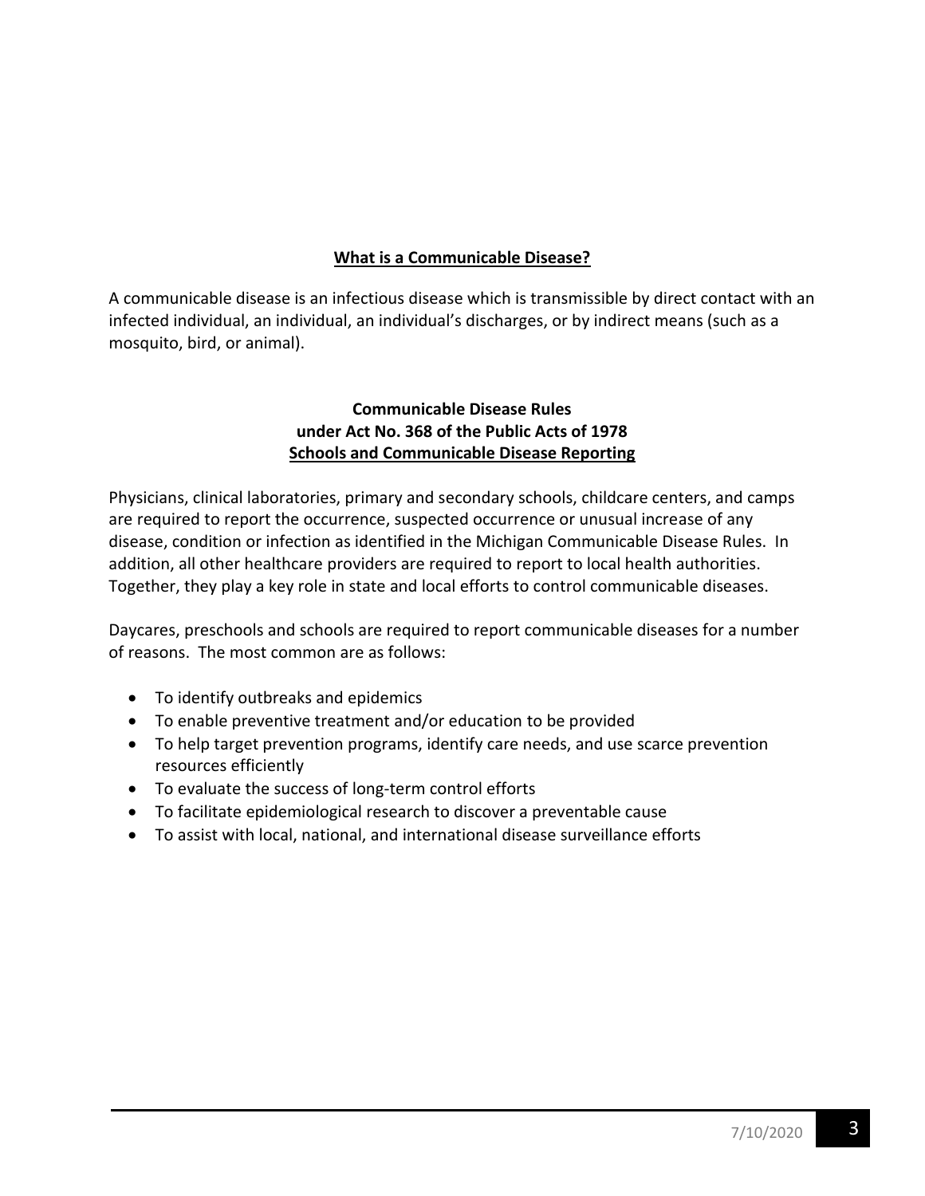## What is a Communicable Disease?

A communicable disease is an infectious disease which is transmissible by direct contact with an infected individual, an individual, an individual's discharges, or by indirect means (such as a mosquito, bird, or animal).

### Communicable Disease Rules under Act No. 368 of the Public Acts of 1978
### Schools and Communicable Disease Reporting

Physicians, clinical laboratories, primary and secondary schools, childcare centers, and camps are required to report the occurrence, suspected occurrence or unusual increase of any disease, condition or infection as identified in the Michigan Communicable Disease Rules. In addition, all other healthcare providers are required to report to local health authorities. Together, they play a key role in state and local efforts to control communicable diseases.

Daycares, preschools and schools are required to report communicable diseases for a number of reasons. The most common are as follows:

- To identify outbreaks and epidemics
- To enable preventive treatment and/or education to be provided
- To help target prevention programs, identify care needs, and use scarce prevention resources efficiently
- To evaluate the success of long-term control efforts
- To facilitate epidemiological research to discover a preventable cause
- To assist with local, national, and international disease surveillance efforts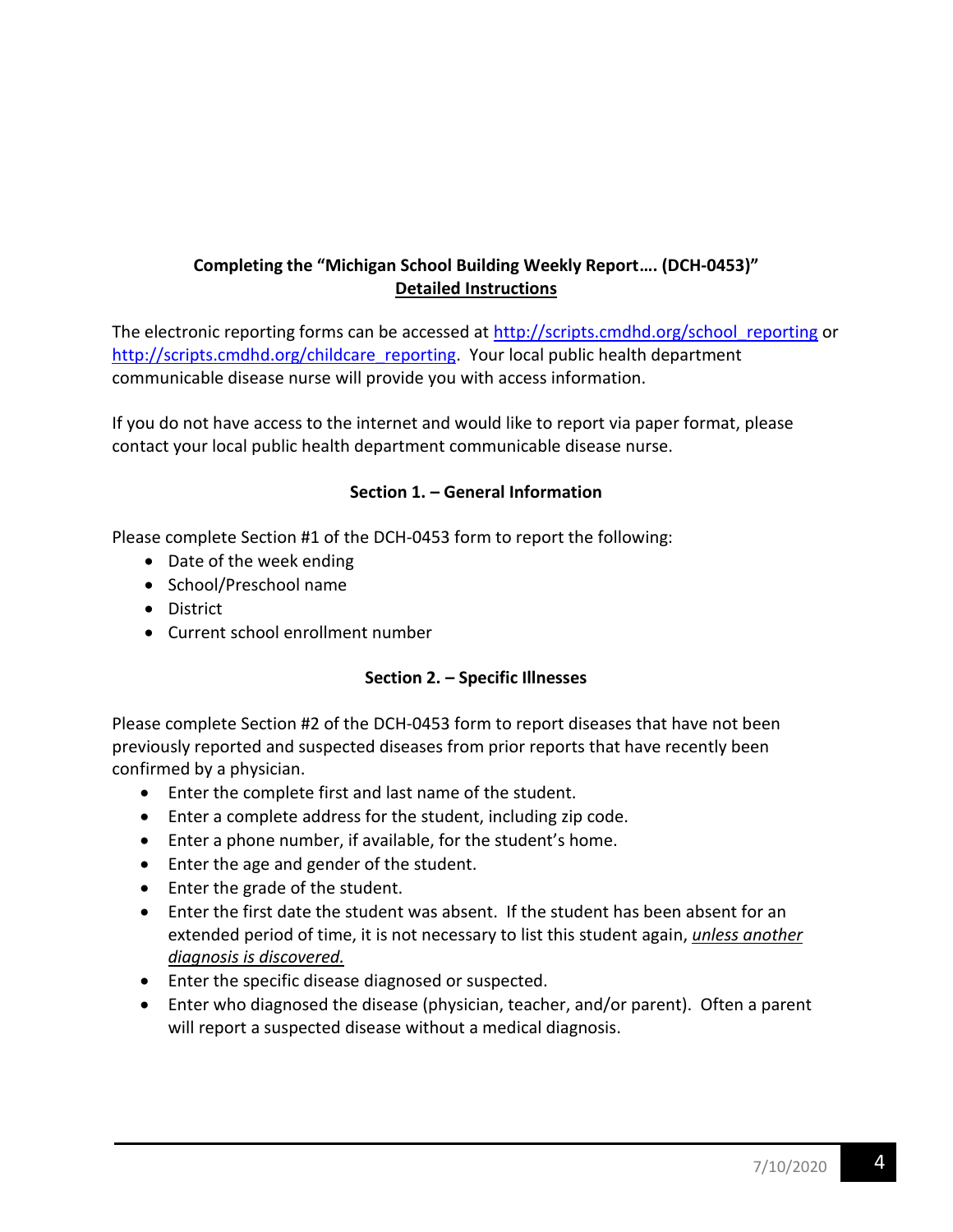## Completing the "Michigan School Building Weekly Report…. (DCH-0453)"
## Detailed Instructions

The electronic reporting forms can be accessed at [http://scripts.cmdhd.org/school_reporting](http://scripts.cmdhd.org/school_reporting) or [http://scripts.cmdhd.org/childcare_reporting](http://scripts.cmdhd.org/childcare_reporting). Your local public health department communicable disease nurse will provide you with access information.

If you do not have access to the internet and would like to report via paper format, please contact your local public health department communicable disease nurse.

### Section 1. – General Information

Please complete Section #1 of the DCH-0453 form to report the following:

- Date of the week ending
- School/Preschool name
- District
- Current school enrollment number

### Section 2. – Specific Illnesses

Please complete Section #2 of the DCH-0453 form to report diseases that have not been previously reported and suspected diseases from prior reports that have recently been confirmed by a physician.

- Enter the complete first and last name of the student.
- Enter a complete address for the student, including zip code.
- Enter a phone number, if available, for the student's home.
- Enter the age and gender of the student.
- Enter the grade of the student.
- Enter the first date the student was absent. If the student has been absent for an extended period of time, it is not necessary to list this student again, *unless another diagnosis is discovered.*
- Enter the specific disease diagnosed or suspected.
- Enter who diagnosed the disease (physician, teacher, and/or parent). Often a parent will report a suspected disease without a medical diagnosis.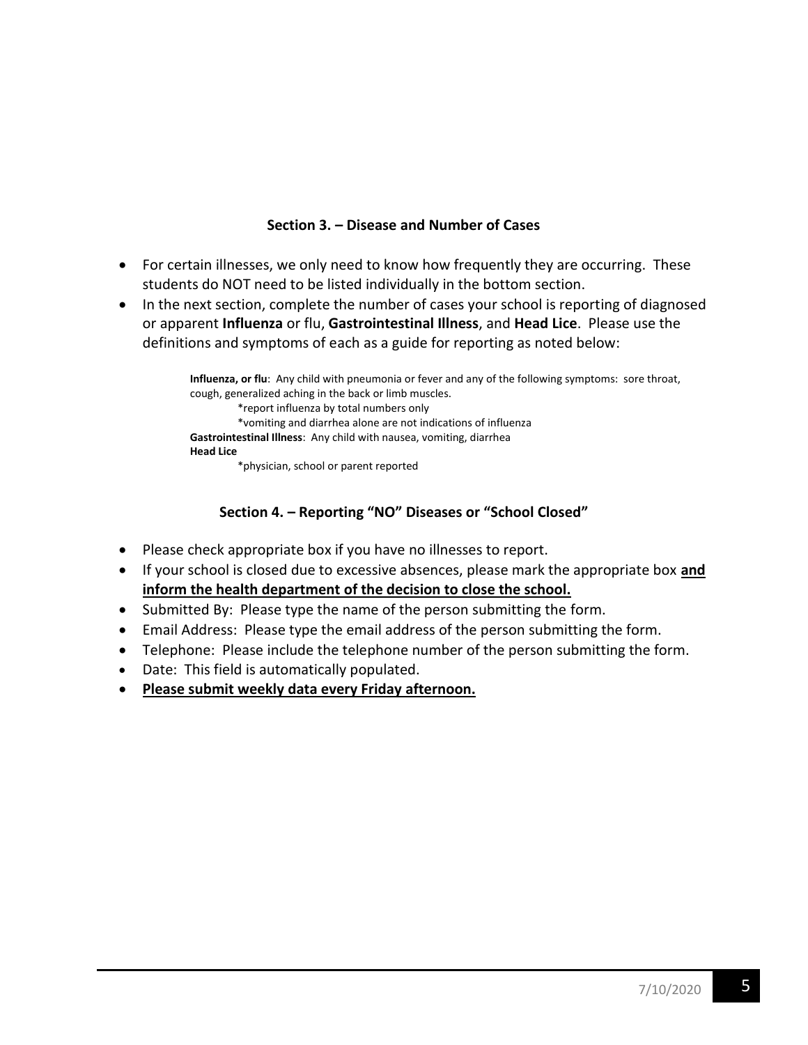### Section 3. – Disease and Number of Cases

- For certain illnesses, we only need to know how frequently they are occurring. These students do NOT need to be listed individually in the bottom section.
- In the next section, complete the number of cases your school is reporting of diagnosed or apparent **Influenza** or flu, **Gastrointestinal Illness**, and **Head Lice**. Please use the definitions and symptoms of each as a guide for reporting as noted below:

> **Influenza, or flu**: Any child with pneumonia or fever and any of the following symptoms: sore throat, cough, generalized aching in the back or limb muscles.
>
> *report influenza by total numbers only
>
> *vomiting and diarrhea alone are not indications of influenza
>
> **Gastrointestinal Illness**: Any child with nausea, vomiting, diarrhea
>
> **Head Lice**
>
> *physician, school or parent reported

### Section 4. – Reporting "NO" Diseases or "School Closed"

- Please check appropriate box if you have no illnesses to report.
- If your school is closed due to excessive absences, please mark the appropriate box **<u>and inform the health department of the decision to close the school.</u>**
- Submitted By: Please type the name of the person submitting the form.
- Email Address: Please type the email address of the person submitting the form.
- Telephone: Please include the telephone number of the person submitting the form.
- Date: This field is automatically populated.
- **<u>Please submit weekly data every Friday afternoon.</u>**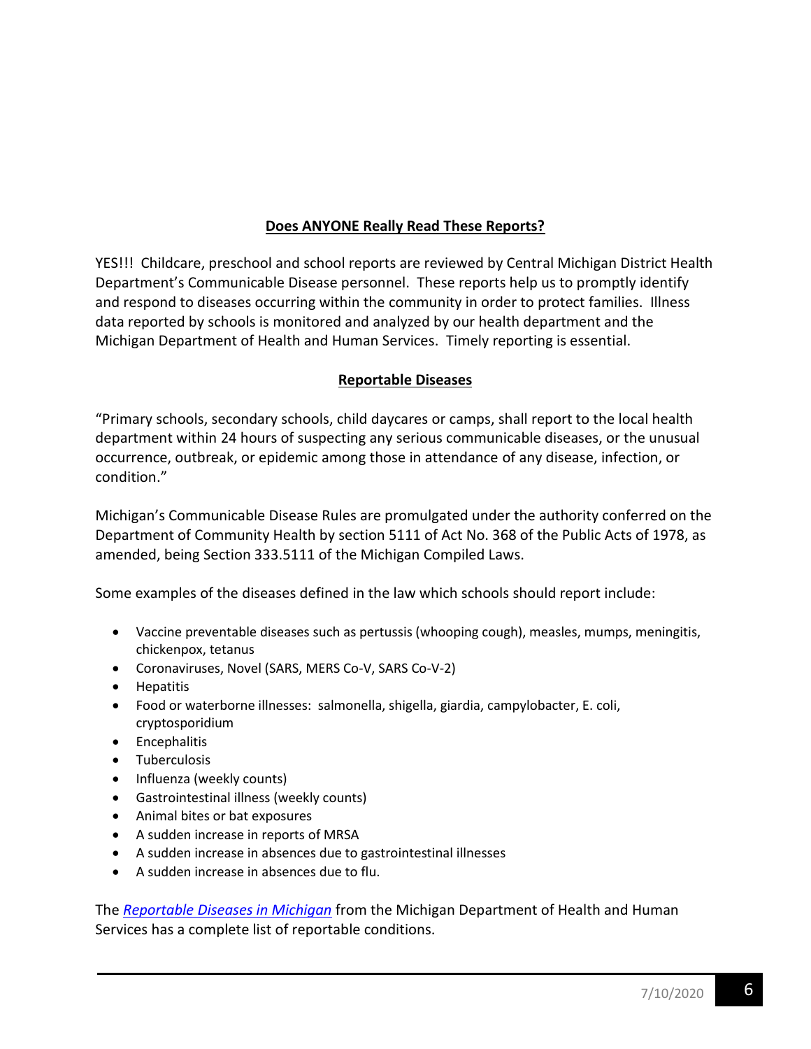## **Does ANYONE Really Read These Reports?**

YES!!! Childcare, preschool and school reports are reviewed by Central Michigan District Health Department's Communicable Disease personnel. These reports help us to promptly identify and respond to diseases occurring within the community in order to protect families. Illness data reported by schools is monitored and analyzed by our health department and the Michigan Department of Health and Human Services. Timely reporting is essential.

## **Reportable Diseases**

"Primary schools, secondary schools, child daycares or camps, shall report to the local health department within 24 hours of suspecting any serious communicable diseases, or the unusual occurrence, outbreak, or epidemic among those in attendance of any disease, infection, or condition."

Michigan's Communicable Disease Rules are promulgated under the authority conferred on the Department of Community Health by section 5111 of Act No. 368 of the Public Acts of 1978, as amended, being Section 333.5111 of the Michigan Compiled Laws.

Some examples of the diseases defined in the law which schools should report include:

- Vaccine preventable diseases such as pertussis (whooping cough), measles, mumps, meningitis, chickenpox, tetanus
- Coronaviruses, Novel (SARS, MERS Co-V, SARS Co-V-2)
- Hepatitis
- Food or waterborne illnesses: salmonella, shigella, giardia, campylobacter, E. coli, cryptosporidium
- Encephalitis
- Tuberculosis
- Influenza (weekly counts)
- Gastrointestinal illness (weekly counts)
- Animal bites or bat exposures
- A sudden increase in reports of MRSA
- A sudden increase in absences due to gastrointestinal illnesses
- A sudden increase in absences due to flu.

The *Reportable Diseases in Michigan* from the Michigan Department of Health and Human Services has a complete list of reportable conditions.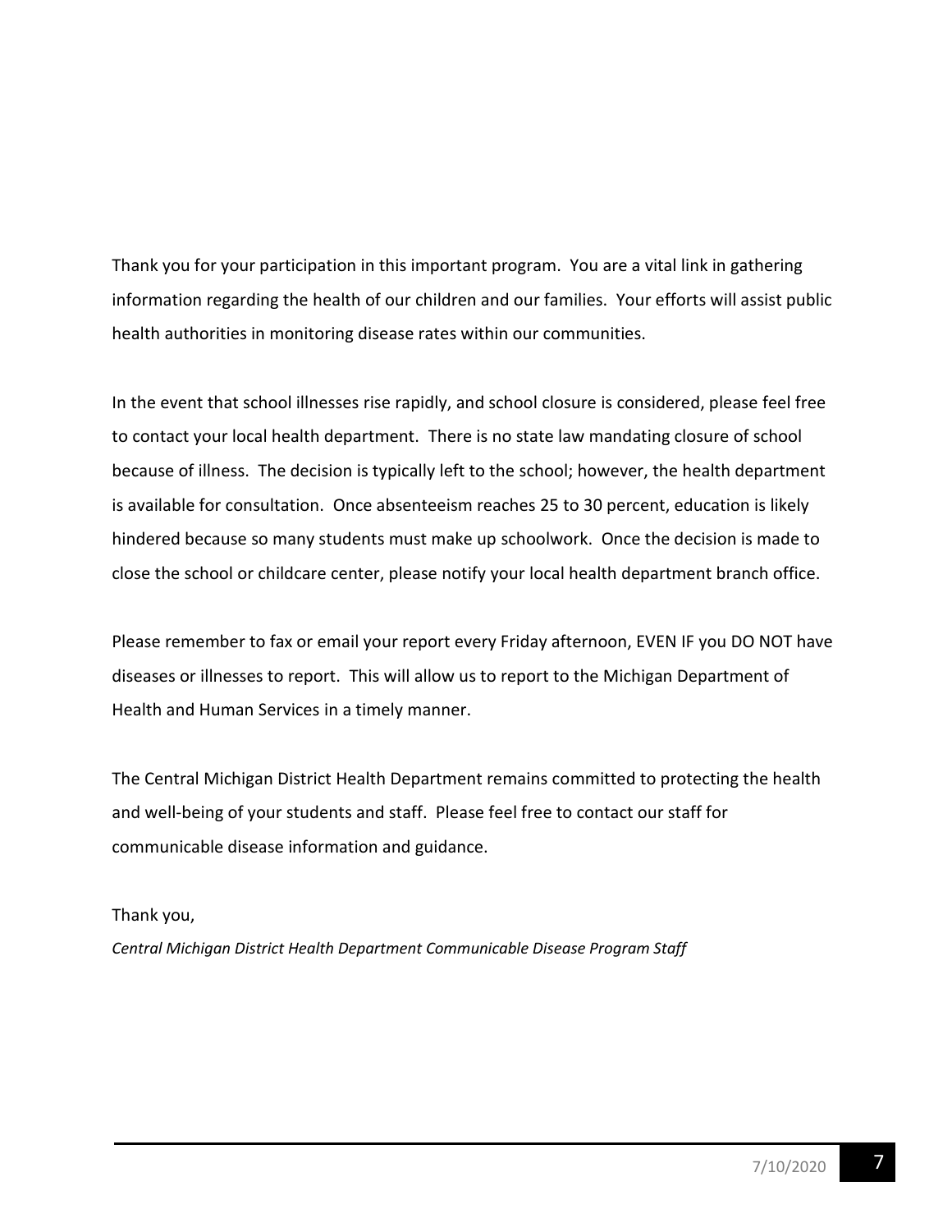Thank you for your participation in this important program. You are a vital link in gathering information regarding the health of our children and our families. Your efforts will assist public health authorities in monitoring disease rates within our communities.

In the event that school illnesses rise rapidly, and school closure is considered, please feel free to contact your local health department. There is no state law mandating closure of school because of illness. The decision is typically left to the school; however, the health department is available for consultation. Once absenteeism reaches 25 to 30 percent, education is likely hindered because so many students must make up schoolwork. Once the decision is made to close the school or childcare center, please notify your local health department branch office.

Please remember to fax or email your report every Friday afternoon, EVEN IF you DO NOT have diseases or illnesses to report. This will allow us to report to the Michigan Department of Health and Human Services in a timely manner.

The Central Michigan District Health Department remains committed to protecting the health and well-being of your students and staff. Please feel free to contact our staff for communicable disease information and guidance.

Thank you,

*Central Michigan District Health Department Communicable Disease Program Staff*